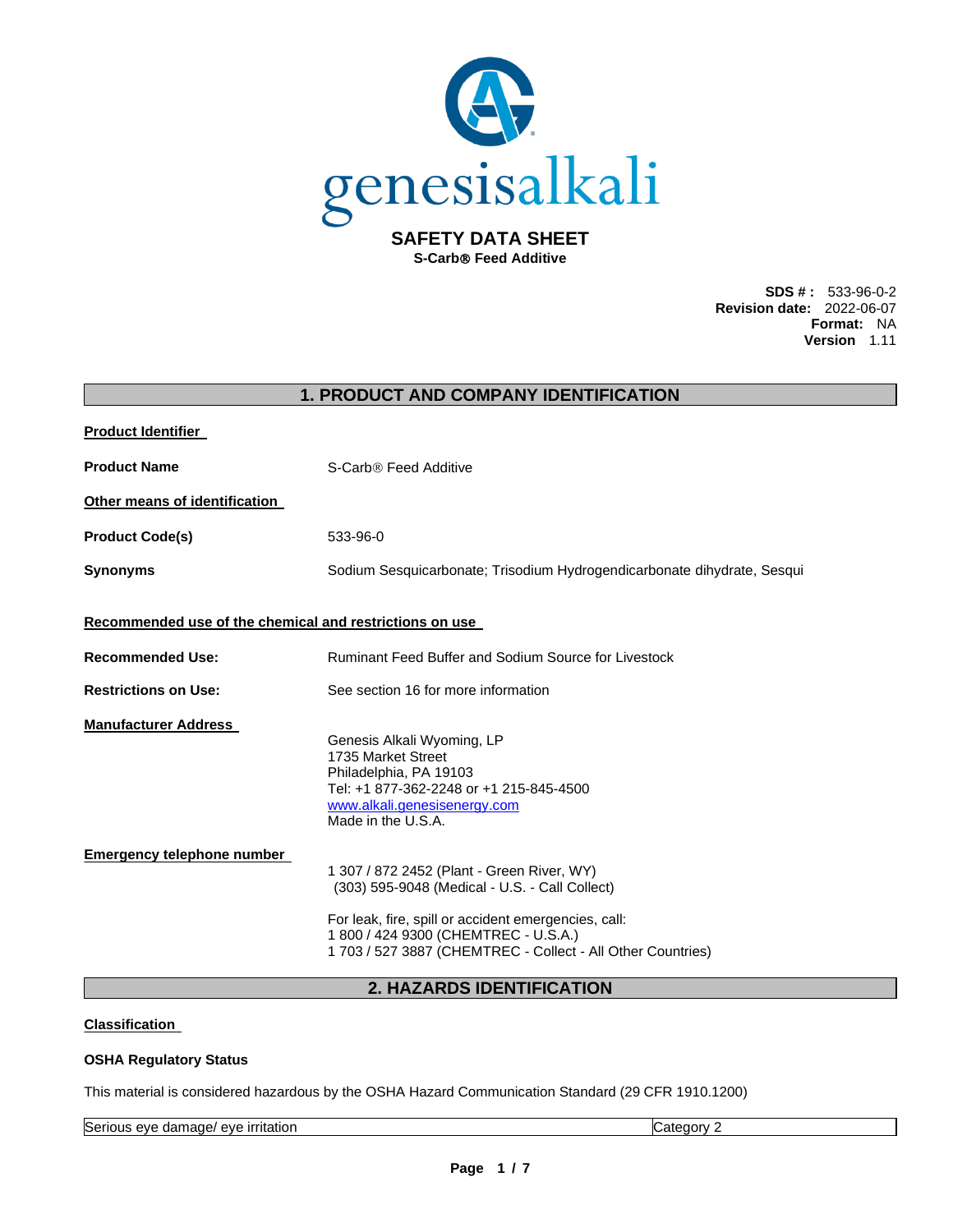genesisalkali

# SAFETY DATA SHEET

**S-Carb® Feed Additive**

**SDS # :** 533-96-0-2
**Revision date:** 2022-06-07
**Format:** NA
**Version** 1.11

## 1. PRODUCT AND COMPANY IDENTIFICATION

**Product Identifier**

**Product Name** S-Carb® Feed Additive

**Other means of identification**

**Product Code(s)** 533-96-0

**Synonyms** Sodium Sesquicarbonate; Trisodium Hydrogendicarbonate dihydrate, Sesqui

**Recommended use of the chemical and restrictions on use**

**Recommended Use:** Ruminant Feed Buffer and Sodium Source for Livestock

**Restrictions on Use:** See section 16 for more information

**Manufacturer Address**

Genesis Alkali Wyoming, LP
1735 Market Street
Philadelphia, PA 19103
Tel: +1 877-362-2248 or +1 215-845-4500
www.alkali.genesisenergy.com
Made in the U.S.A.

**Emergency telephone number**

1 307 / 872 2452 (Plant - Green River, WY)
(303) 595-9048 (Medical - U.S. - Call Collect)

For leak, fire, spill or accident emergencies, call:
1 800 / 424 9300 (CHEMTREC - U.S.A.)
1 703 / 527 3887 (CHEMTREC - Collect - All Other Countries)

## 2. HAZARDS IDENTIFICATION

**Classification**

**OSHA Regulatory Status**

This material is considered hazardous by the OSHA Hazard Communication Standard (29 CFR 1910.1200)

| Serious eye damage/ eye irritation | Category 2 |
|---|---|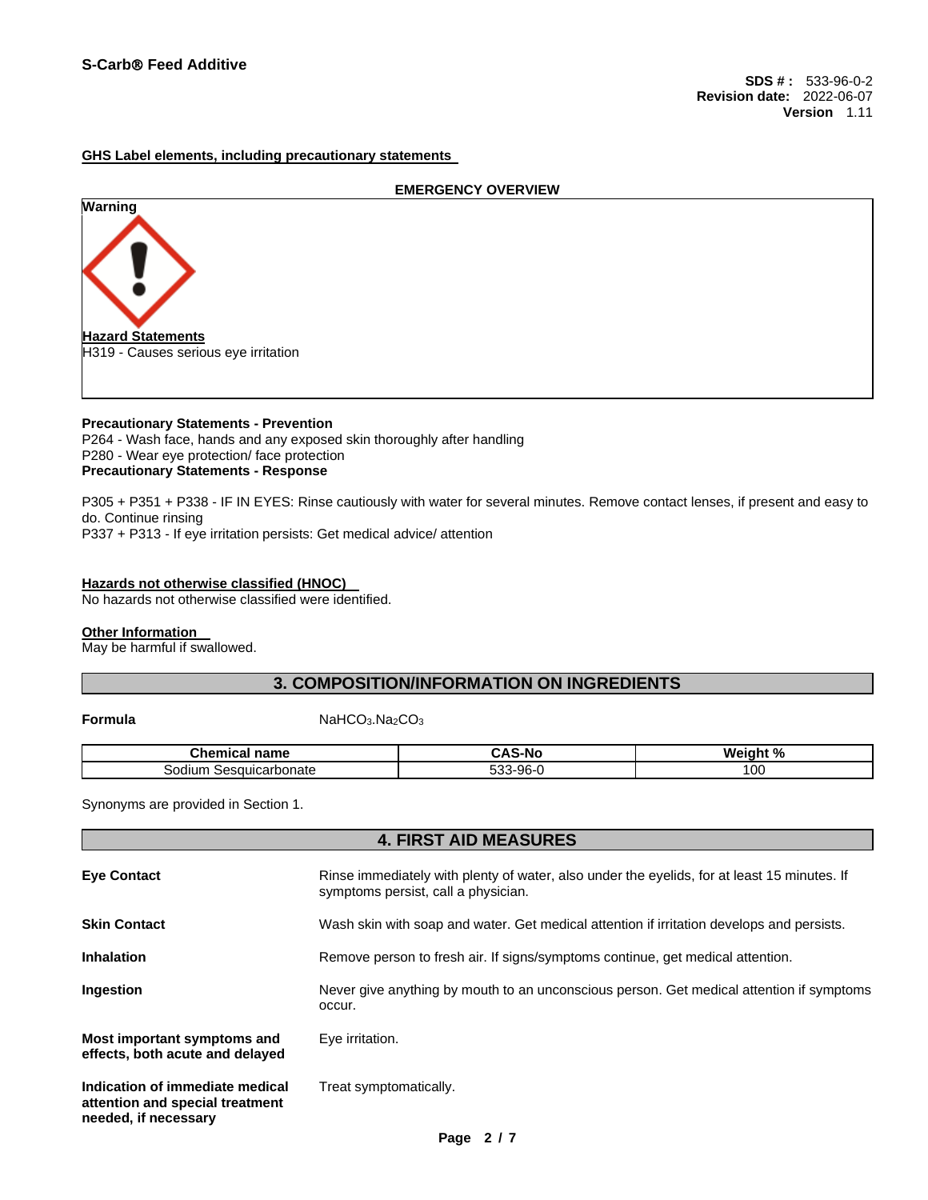**GHS Label elements, including precautionary statements**

**EMERGENCY OVERVIEW**

**Warning**

**Hazard Statements**

H319 - Causes serious eye irritation

**Precautionary Statements - Prevention**

P264 - Wash face, hands and any exposed skin thoroughly after handling

P280 - Wear eye protection/ face protection

**Precautionary Statements - Response**

P305 + P351 + P338 - IF IN EYES: Rinse cautiously with water for several minutes. Remove contact lenses, if present and easy to do. Continue rinsing

P337 + P313 - If eye irritation persists: Get medical advice/ attention

**Hazards not otherwise classified (HNOC)**

No hazards not otherwise classified were identified.

**Other Information**

May be harmful if swallowed.

## 3. COMPOSITION/INFORMATION ON INGREDIENTS

**Formula** $NaHCO_3.Na_2CO_3$

| Chemical name | CAS-No | Weight % |
|---|---|---|
| Sodium Sesquicarbonate | 533-96-0 | 100 |

Synonyms are provided in Section 1.

## 4. FIRST AID MEASURES

**Eye Contact**: Rinse immediately with plenty of water, also under the eyelids, for at least 15 minutes. If symptoms persist, call a physician.

**Skin Contact**: Wash skin with soap and water. Get medical attention if irritation develops and persists.

**Inhalation**: Remove person to fresh air. If signs/symptoms continue, get medical attention.

**Ingestion**: Never give anything by mouth to an unconscious person. Get medical attention if symptoms occur.

**Most important symptoms and effects, both acute and delayed**: Eye irritation.

**Indication of immediate medical attention and special treatment needed, if necessary**: Treat symptomatically.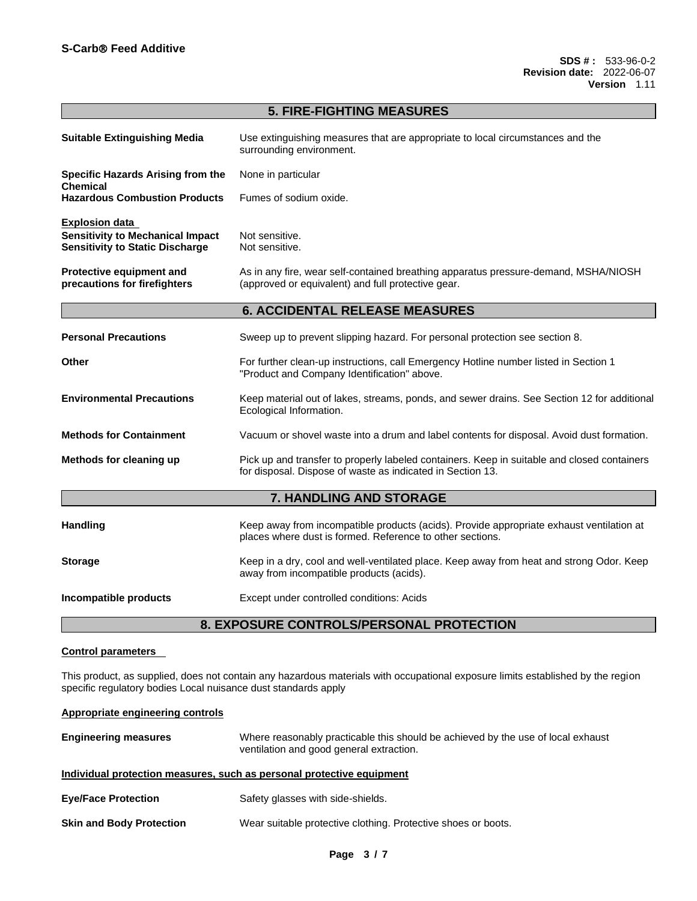## 5. FIRE-FIGHTING MEASURES

| | |
|---|---|
| **Suitable Extinguishing Media** | Use extinguishing measures that are appropriate to local circumstances and the surrounding environment. |
| **Specific Hazards Arising from the Chemical** | None in particular |
| **Hazardous Combustion Products** | Fumes of sodium oxide. |

**Explosion data**

| | |
|---|---|
| **Sensitivity to Mechanical Impact** | Not sensitive. |
| **Sensitivity to Static Discharge** | Not sensitive. |
| **Protective equipment and precautions for firefighters** | As in any fire, wear self-contained breathing apparatus pressure-demand, MSHA/NIOSH (approved or equivalent) and full protective gear. |

## 6. ACCIDENTAL RELEASE MEASURES

| | |
|---|---|
| **Personal Precautions** | Sweep up to prevent slipping hazard. For personal protection see section 8. |
| **Other** | For further clean-up instructions, call Emergency Hotline number listed in Section 1 "Product and Company Identification" above. |
| **Environmental Precautions** | Keep material out of lakes, streams, ponds, and sewer drains. See Section 12 for additional Ecological Information. |
| **Methods for Containment** | Vacuum or shovel waste into a drum and label contents for disposal. Avoid dust formation. |
| **Methods for cleaning up** | Pick up and transfer to properly labeled containers. Keep in suitable and closed containers for disposal. Dispose of waste as indicated in Section 13. |

## 7. HANDLING AND STORAGE

| | |
|---|---|
| **Handling** | Keep away from incompatible products (acids). Provide appropriate exhaust ventilation at places where dust is formed. Reference to other sections. |
| **Storage** | Keep in a dry, cool and well-ventilated place. Keep away from heat and strong Odor. Keep away from incompatible products (acids). |
| **Incompatible products** | Except under controlled conditions: Acids |

## 8. EXPOSURE CONTROLS/PERSONAL PROTECTION

**Control parameters**

This product, as supplied, does not contain any hazardous materials with occupational exposure limits established by the region specific regulatory bodies Local nuisance dust standards apply

**Appropriate engineering controls**

| | |
|---|---|
| **Engineering measures** | Where reasonably practicable this should be achieved by the use of local exhaust ventilation and good general extraction. |

**Individual protection measures, such as personal protective equipment**

| | |
|---|---|
| **Eye/Face Protection** | Safety glasses with side-shields. |
| **Skin and Body Protection** | Wear suitable protective clothing. Protective shoes or boots. |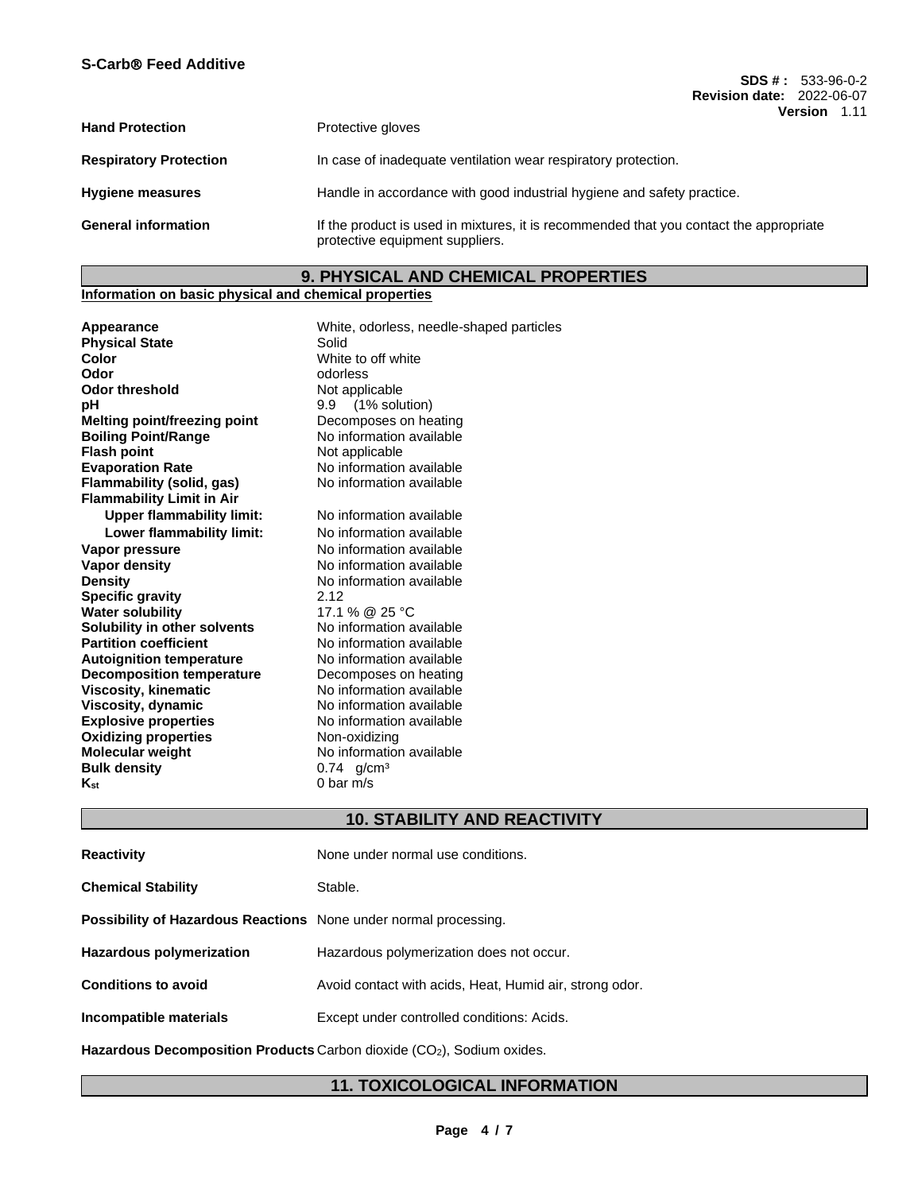| | |
|---|---|
| **Hand Protection** | Protective gloves |
| **Respiratory Protection** | In case of inadequate ventilation wear respiratory protection. |
| **Hygiene measures** | Handle in accordance with good industrial hygiene and safety practice. |
| **General information** | If the product is used in mixtures, it is recommended that you contact the appropriate protective equipment suppliers. |

## 9. PHYSICAL AND CHEMICAL PROPERTIES

**Information on basic physical and chemical properties**

| | |
|---|---|
| **Appearance** | White, odorless, needle-shaped particles |
| **Physical State** | Solid |
| **Color** | White to off white |
| **Odor** | odorless |
| **Odor threshold** | Not applicable |
| **pH** | 9.9 (1% solution) |
| **Melting point/freezing point** | Decomposes on heating |
| **Boiling Point/Range** | No information available |
| **Flash point** | Not applicable |
| **Evaporation Rate** | No information available |
| **Flammability (solid, gas)** | No information available |
| **Flammability Limit in Air** | |
| **Upper flammability limit:** | No information available |
| **Lower flammability limit:** | No information available |
| **Vapor pressure** | No information available |
| **Vapor density** | No information available |
| **Density** | No information available |
| **Specific gravity** | 2.12 |
| **Water solubility** | 17.1 % @ 25 °C |
| **Solubility in other solvents** | No information available |
| **Partition coefficient** | No information available |
| **Autoignition temperature** | No information available |
| **Decomposition temperature** | Decomposes on heating |
| **Viscosity, kinematic** | No information available |
| **Viscosity, dynamic** | No information available |
| **Explosive properties** | No information available |
| **Oxidizing properties** | Non-oxidizing |
| **Molecular weight** | No information available |
| **Bulk density** | 0.74 $g/cm^3$ |
| **$K_{st}$** | 0 bar m/s |

## 10. STABILITY AND REACTIVITY

| | |
|---|---|
| **Reactivity** | None under normal use conditions. |
| **Chemical Stability** | Stable. |
| **Possibility of Hazardous Reactions** | None under normal processing. |
| **Hazardous polymerization** | Hazardous polymerization does not occur. |
| **Conditions to avoid** | Avoid contact with acids, Heat, Humid air, strong odor. |
| **Incompatible materials** | Except under controlled conditions: Acids. |
| **Hazardous Decomposition Products** | Carbon dioxide ($CO_2$), Sodium oxides. |

## 11. TOXICOLOGICAL INFORMATION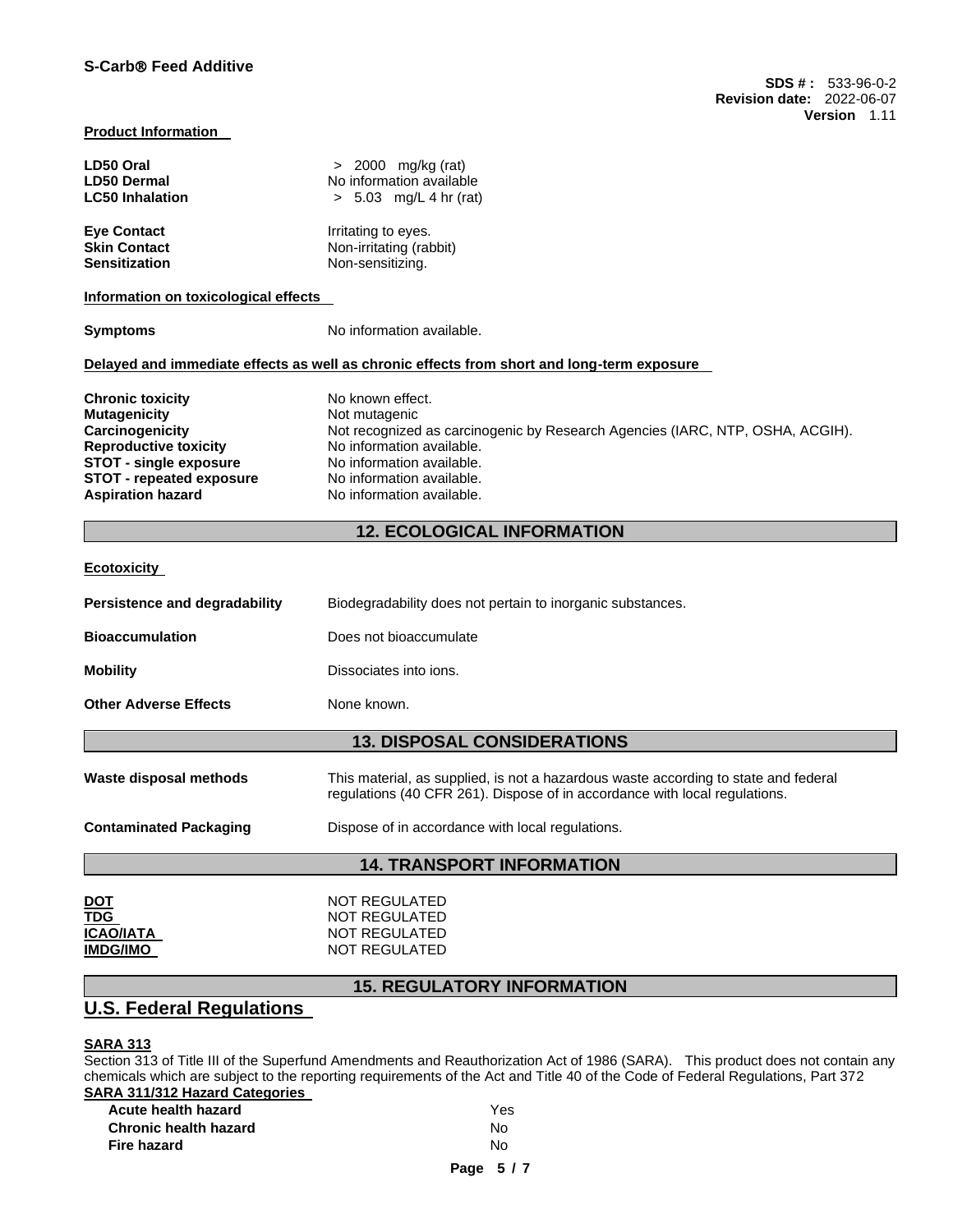**Product Information**

| | |
|---|---|
| **LD50 Oral** | > 2000 mg/kg (rat) |
| **LD50 Dermal** | No information available |
| **LC50 Inhalation** | > 5.03 mg/L 4 hr (rat) |

| | |
|---|---|
| **Eye Contact** | Irritating to eyes. |
| **Skin Contact** | Non-irritating (rabbit) |
| **Sensitization** | Non-sensitizing. |

**Information on toxicological effects**

**Symptoms** No information available.

**Delayed and immediate effects as well as chronic effects from short and long-term exposure**

| | |
|---|---|
| **Chronic toxicity** | No known effect. |
| **Mutagenicity** | Not mutagenic |
| **Carcinogenicity** | Not recognized as carcinogenic by Research Agencies (IARC, NTP, OSHA, ACGIH). |
| **Reproductive toxicity** | No information available. |
| **STOT - single exposure** | No information available. |
| **STOT - repeated exposure** | No information available. |
| **Aspiration hazard** | No information available. |

## 12. ECOLOGICAL INFORMATION

**Ecotoxicity**

| | |
|---|---|
| **Persistence and degradability** | Biodegradability does not pertain to inorganic substances. |
| **Bioaccumulation** | Does not bioaccumulate |
| **Mobility** | Dissociates into ions. |
| **Other Adverse Effects** | None known. |

## 13. DISPOSAL CONSIDERATIONS

| | |
|---|---|
| **Waste disposal methods** | This material, as supplied, is not a hazardous waste according to state and federal regulations (40 CFR 261). Dispose of in accordance with local regulations. |
| **Contaminated Packaging** | Dispose of in accordance with local regulations. |

## 14. TRANSPORT INFORMATION

| | |
|---|---|
| **DOT** | NOT REGULATED |
| **TDG** | NOT REGULATED |
| **ICAO/IATA** | NOT REGULATED |
| **IMDG/IMO** | NOT REGULATED |

## 15. REGULATORY INFORMATION

## U.S. Federal Regulations

**SARA 313**

Section 313 of Title III of the Superfund Amendments and Reauthorization Act of 1986 (SARA). This product does not contain any chemicals which are subject to the reporting requirements of the Act and Title 40 of the Code of Federal Regulations, Part 372

**SARA 311/312 Hazard Categories**

| | |
|---|---|
| **Acute health hazard** | Yes |
| **Chronic health hazard** | No |
| **Fire hazard** | No |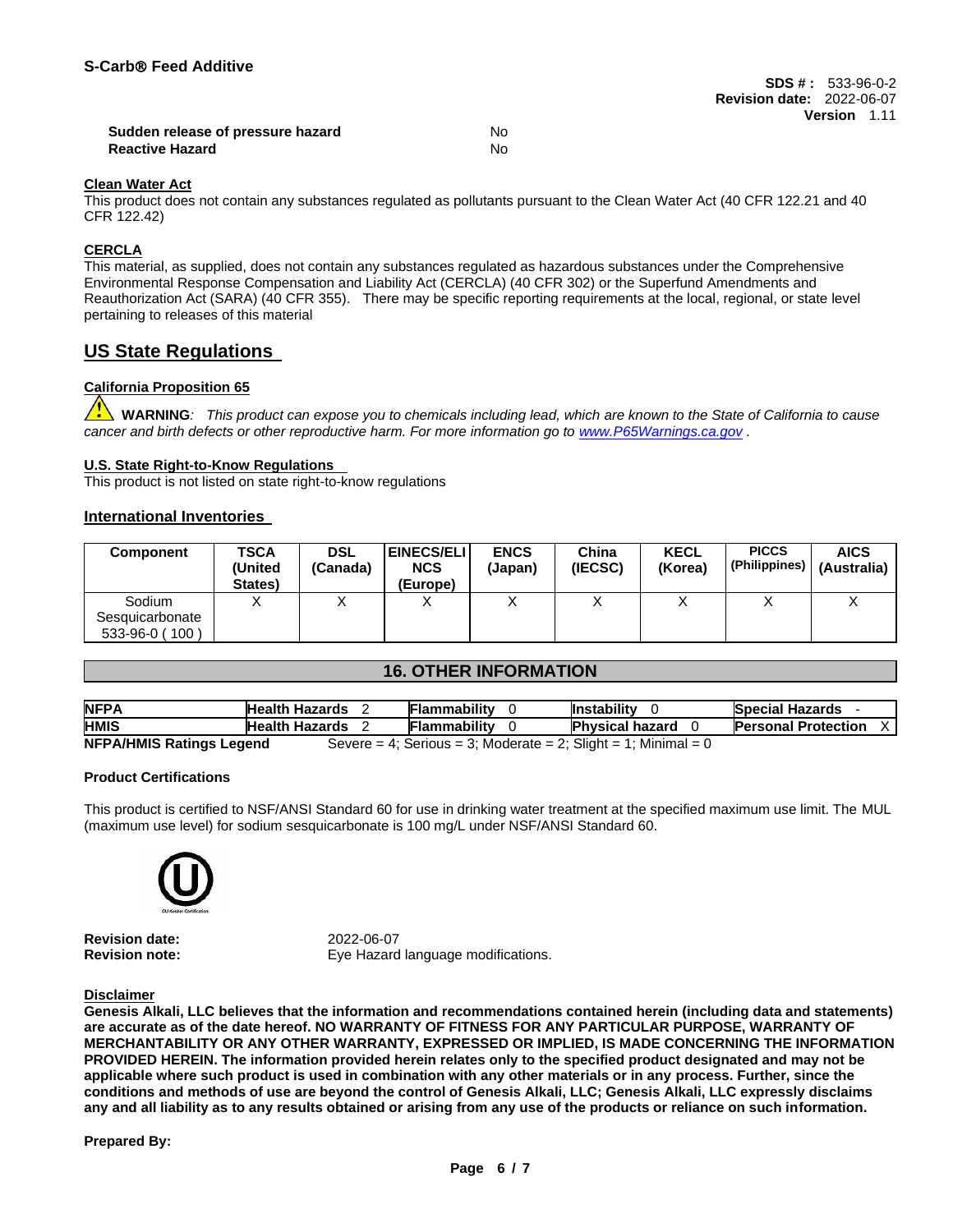| | |
|---|---|
| **Sudden release of pressure hazard** | No |
| **Reactive Hazard** | No |

**Clean Water Act**

This product does not contain any substances regulated as pollutants pursuant to the Clean Water Act (40 CFR 122.21 and 40 CFR 122.42)

**CERCLA**

This material, as supplied, does not contain any substances regulated as hazardous substances under the Comprehensive Environmental Response Compensation and Liability Act (CERCLA) (40 CFR 302) or the Superfund Amendments and Reauthorization Act (SARA) (40 CFR 355). There may be specific reporting requirements at the local, regional, or state level pertaining to releases of this material

## US State Regulations

**California Proposition 65**

**WARNING**: *This product can expose you to chemicals including lead, which are known to the State of California to cause cancer and birth defects or other reproductive harm. For more information go to www.P65Warnings.ca.gov .*

**U.S. State Right-to-Know Regulations**

This product is not listed on state right-to-know regulations

**International Inventories**

| Component | TSCA (United States) | DSL (Canada) | EINECS/ELINCS (Europe) | ENCS (Japan) | China (IECSC) | KECL (Korea) | PICCS (Philippines) | AICS (Australia) |
|---|---|---|---|---|---|---|---|---|
| Sodium Sesquicarbonate 533-96-0 ( 100 ) | X | X | X | X | X | X | X | X |

## 16. OTHER INFORMATION

| | | | | |
|---|---|---|---|---|
| **NFPA** | **Health Hazards** 2 | **Flammability** 0 | **Instability** 0 | **Special Hazards** - |
| **HMIS** | **Health Hazards** 2 | **Flammability** 0 | **Physical hazard** 0 | **Personal Protection** X |

**NFPA/HMIS Ratings Legend** Severe = 4; Serious = 3; Moderate = 2; Slight = 1; Minimal = 0

**Product Certifications**

This product is certified to NSF/ANSI Standard 60 for use in drinking water treatment at the specified maximum use limit. The MUL (maximum use level) for sodium sesquicarbonate is 100 mg/L under NSF/ANSI Standard 60.

OU Kosher Certification

**Revision date:** 2022-06-07
**Revision note:** Eye Hazard language modifications.

**Disclaimer**

**Genesis Alkali, LLC believes that the information and recommendations contained herein (including data and statements) are accurate as of the date hereof. NO WARRANTY OF FITNESS FOR ANY PARTICULAR PURPOSE, WARRANTY OF MERCHANTABILITY OR ANY OTHER WARRANTY, EXPRESSED OR IMPLIED, IS MADE CONCERNING THE INFORMATION PROVIDED HEREIN. The information provided herein relates only to the specified product designated and may not be applicable where such product is used in combination with any other materials or in any process. Further, since the conditions and methods of use are beyond the control of Genesis Alkali, LLC; Genesis Alkali, LLC expressly disclaims any and all liability as to any results obtained or arising from any use of the products or reliance on such information.**

**Prepared By:**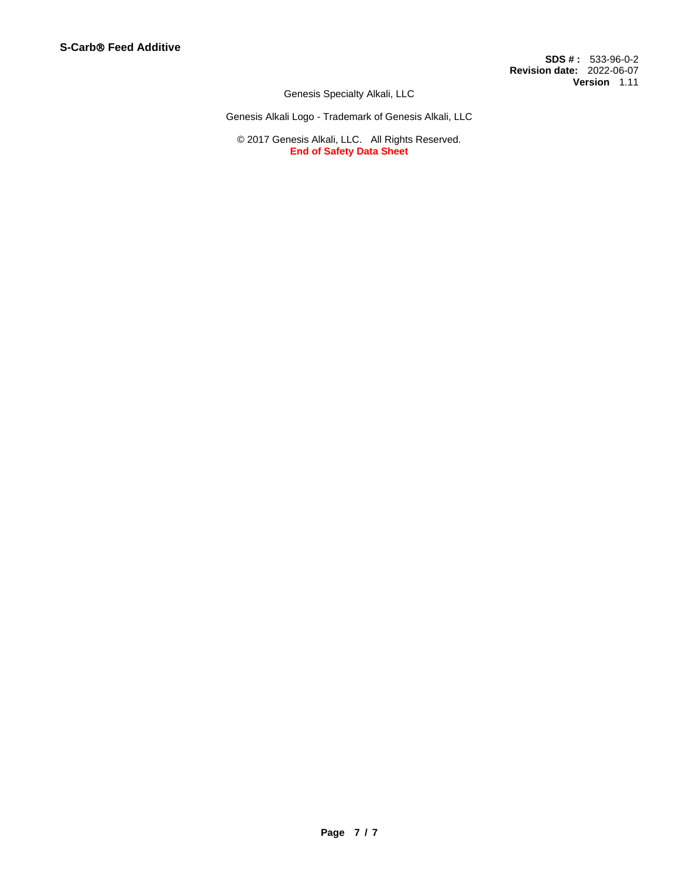Genesis Specialty Alkali, LLC

Genesis Alkali Logo - Trademark of Genesis Alkali, LLC

© 2017 Genesis Alkali, LLC.   All Rights Reserved.

**End of Safety Data Sheet**